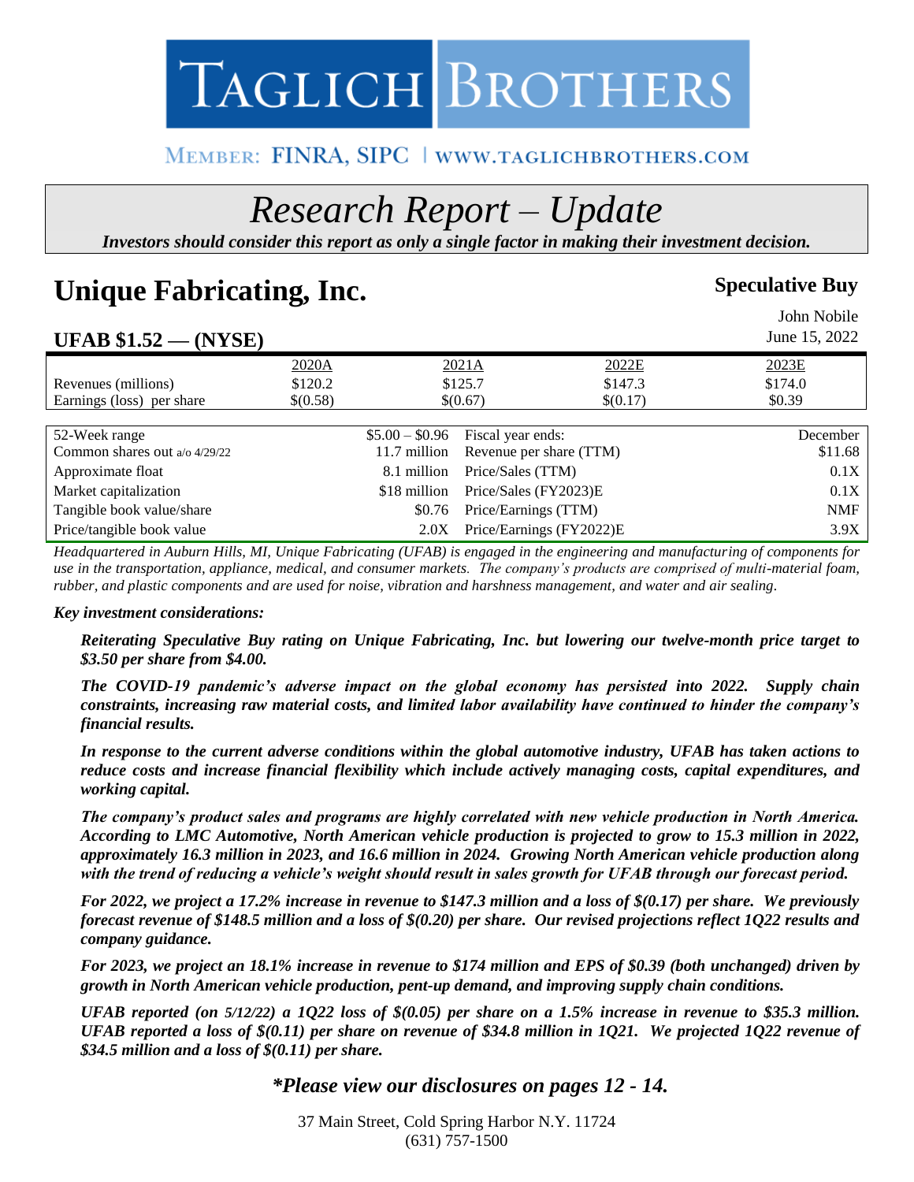TAGLICH BROTHERS

MEMBER: FINRA, SIPC | WWW.TAGLICHBROTHERS.COM

# *Research Report – Update*

***Investors should consider this report as only a single factor in making their investment decision.***

# Unique Fabricating, Inc.

**Speculative Buy**

John Nobile

June 15, 2022

## UFAB $1.52 — (NYSE)

| | 2020A | 2021A | 2022E | 2023E |
|---|---|---|---|---|
| Revenues (millions) | $120.2 | $125.7 | $147.3 | $174.0 |
| Earnings (loss) per share | $(0.58) | $(0.67) | $(0.17) | $0.39 |

| | | | |
|---|---|---|---|
| 52-Week range | $5.00 – $0.96 | Fiscal year ends: | December |
| Common shares out a/o 4/29/22 | 11.7 million | Revenue per share (TTM) | $11.68 |
| Approximate float | 8.1 million | Price/Sales (TTM) | 0.1X |
| Market capitalization | $18 million | Price/Sales (FY2023)E | 0.1X |
| Tangible book value/share | $0.76 | Price/Earnings (TTM) | NMF |
| Price/tangible book value | 2.0X | Price/Earnings (FY2022)E | 3.9X |

*Headquartered in Auburn Hills, MI, Unique Fabricating (UFAB) is engaged in the engineering and manufacturing of components for use in the transportation, appliance, medical, and consumer markets. The company's products are comprised of multi-material foam, rubber, and plastic components and are used for noise, vibration and harshness management, and water and air sealing.*

***Key investment considerations:***

***Reiterating Speculative Buy rating on Unique Fabricating, Inc. but lowering our twelve-month price target to $3.50 per share from $4.00.***

***The COVID-19 pandemic's adverse impact on the global economy has persisted into 2022. Supply chain constraints, increasing raw material costs, and limited labor availability have continued to hinder the company's financial results.***

***In response to the current adverse conditions within the global automotive industry, UFAB has taken actions to reduce costs and increase financial flexibility which include actively managing costs, capital expenditures, and working capital.***

***The company's product sales and programs are highly correlated with new vehicle production in North America. According to LMC Automotive, North American vehicle production is projected to grow to 15.3 million in 2022, approximately 16.3 million in 2023, and 16.6 million in 2024. Growing North American vehicle production along with the trend of reducing a vehicle's weight should result in sales growth for UFAB through our forecast period.***

***For 2022, we project a 17.2% increase in revenue to $147.3 million and a loss of $(0.17) per share. We previously forecast revenue of $148.5 million and a loss of $(0.20) per share. Our revised projections reflect 1Q22 results and company guidance.***

***For 2023, we project an 18.1% increase in revenue to $174 million and EPS of $0.39 (both unchanged) driven by growth in North American vehicle production, pent-up demand, and improving supply chain conditions.***

***UFAB reported (on 5/12/22) a 1Q22 loss of $(0.05) per share on a 1.5% increase in revenue to $35.3 million. UFAB reported a loss of $(0.11) per share on revenue of $34.8 million in 1Q21. We projected 1Q22 revenue of $34.5 million and a loss of $(0.11) per share.***

***\*Please view our disclosures on pages 12 - 14.***

37 Main Street, Cold Spring Harbor N.Y. 11724
(631) 757-1500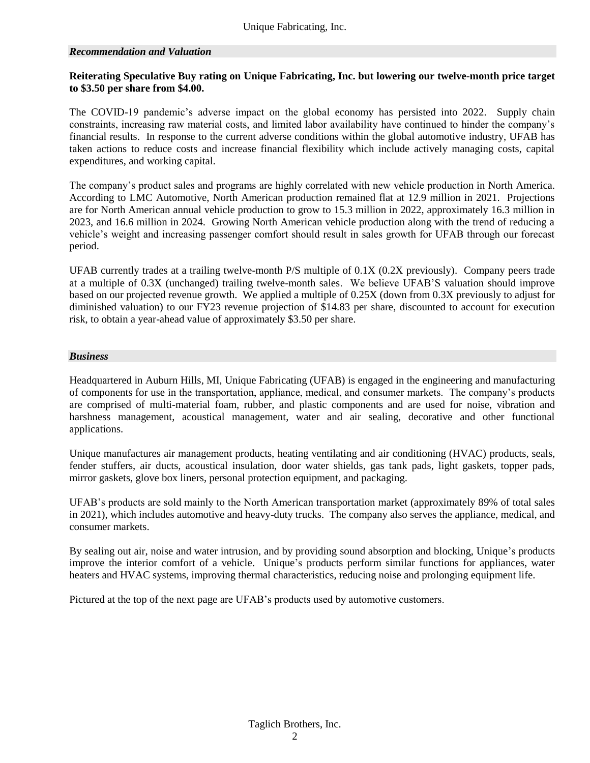## *Recommendation and Valuation*

**Reiterating Speculative Buy rating on Unique Fabricating, Inc. but lowering our twelve-month price target to \$3.50 per share from \$4.00.**

The COVID-19 pandemic's adverse impact on the global economy has persisted into 2022. Supply chain constraints, increasing raw material costs, and limited labor availability have continued to hinder the company's financial results. In response to the current adverse conditions within the global automotive industry, UFAB has taken actions to reduce costs and increase financial flexibility which include actively managing costs, capital expenditures, and working capital.

The company's product sales and programs are highly correlated with new vehicle production in North America. According to LMC Automotive, North American production remained flat at 12.9 million in 2021. Projections are for North American annual vehicle production to grow to 15.3 million in 2022, approximately 16.3 million in 2023, and 16.6 million in 2024. Growing North American vehicle production along with the trend of reducing a vehicle's weight and increasing passenger comfort should result in sales growth for UFAB through our forecast period.

UFAB currently trades at a trailing twelve-month P/S multiple of 0.1X (0.2X previously). Company peers trade at a multiple of 0.3X (unchanged) trailing twelve-month sales. We believe UFAB'S valuation should improve based on our projected revenue growth. We applied a multiple of 0.25X (down from 0.3X previously to adjust for diminished valuation) to our FY23 revenue projection of \$14.83 per share, discounted to account for execution risk, to obtain a year-ahead value of approximately \$3.50 per share.

## *Business*

Headquartered in Auburn Hills, MI, Unique Fabricating (UFAB) is engaged in the engineering and manufacturing of components for use in the transportation, appliance, medical, and consumer markets. The company's products are comprised of multi-material foam, rubber, and plastic components and are used for noise, vibration and harshness management, acoustical management, water and air sealing, decorative and other functional applications.

Unique manufactures air management products, heating ventilating and air conditioning (HVAC) products, seals, fender stuffers, air ducts, acoustical insulation, door water shields, gas tank pads, light gaskets, topper pads, mirror gaskets, glove box liners, personal protection equipment, and packaging.

UFAB's products are sold mainly to the North American transportation market (approximately 89% of total sales in 2021), which includes automotive and heavy-duty trucks. The company also serves the appliance, medical, and consumer markets.

By sealing out air, noise and water intrusion, and by providing sound absorption and blocking, Unique's products improve the interior comfort of a vehicle. Unique's products perform similar functions for appliances, water heaters and HVAC systems, improving thermal characteristics, reducing noise and prolonging equipment life.

Pictured at the top of the next page are UFAB's products used by automotive customers.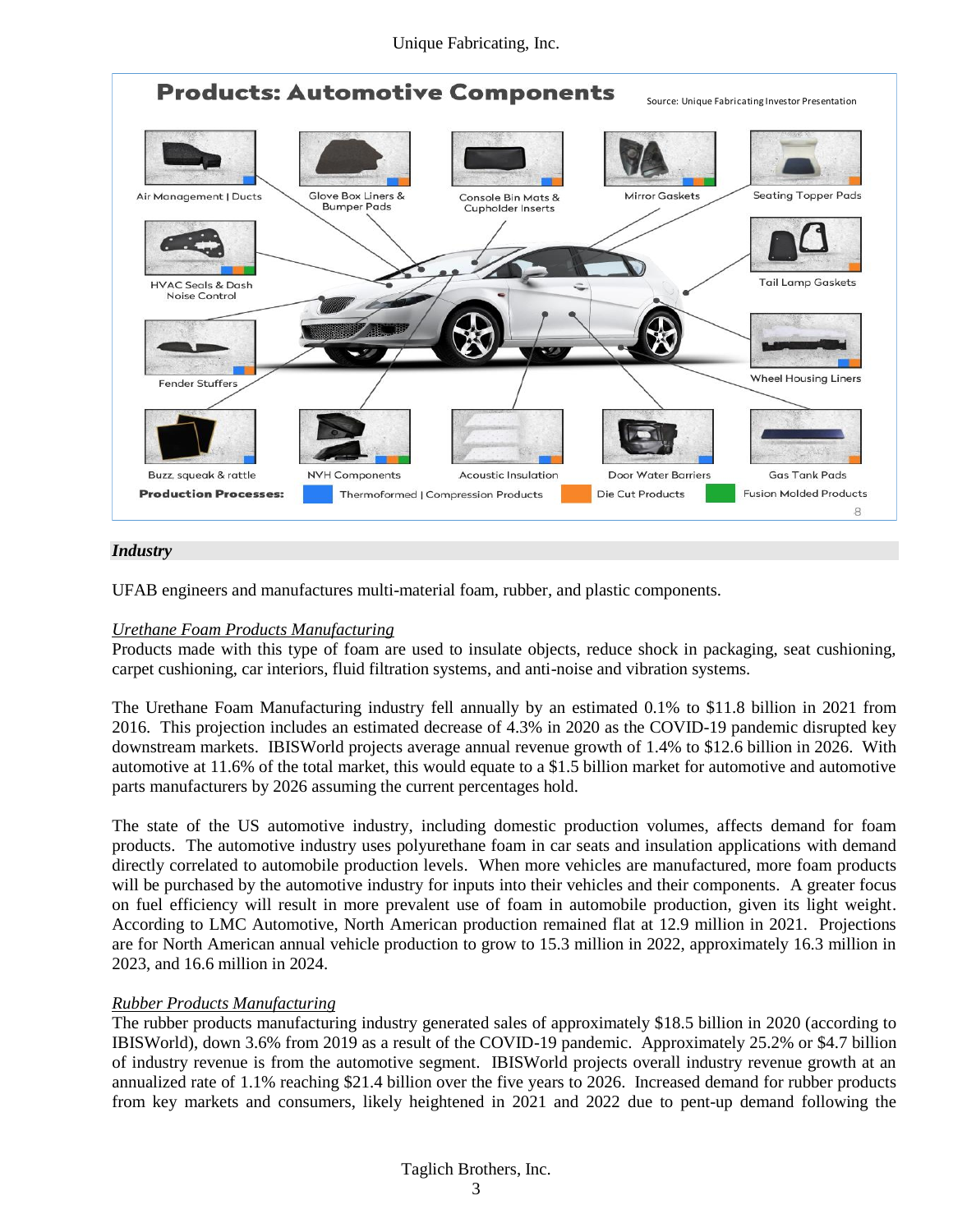**Products: Automotive Components**

Source: Unique Fabricating Investor Presentation

Air Management | Ducts · Glove Box Liners & Bumper Pads · Console Bin Mats & Cupholder Inserts · Mirror Gaskets · Seating Topper Pads · HVAC Seals & Dash Noise Control · Tail Lamp Gaskets · Fender Stuffers · Wheel Housing Liners · Buzz, squeak & rattle · NVH Components · Acoustic Insulation · Door Water Barriers · Gas Tank Pads

**Production Processes:** Thermoformed | Compression Products · Die Cut Products · Fusion Molded Products

## *Industry*

UFAB engineers and manufactures multi-material foam, rubber, and plastic components.

*Urethane Foam Products Manufacturing*

Products made with this type of foam are used to insulate objects, reduce shock in packaging, seat cushioning, carpet cushioning, car interiors, fluid filtration systems, and anti-noise and vibration systems.

The Urethane Foam Manufacturing industry fell annually by an estimated 0.1% to $11.8 billion in 2021 from 2016. This projection includes an estimated decrease of 4.3% in 2020 as the COVID-19 pandemic disrupted key downstream markets. IBISWorld projects average annual revenue growth of 1.4% to $12.6 billion in 2026. With automotive at 11.6% of the total market, this would equate to a $1.5 billion market for automotive and automotive parts manufacturers by 2026 assuming the current percentages hold.

The state of the US automotive industry, including domestic production volumes, affects demand for foam products. The automotive industry uses polyurethane foam in car seats and insulation applications with demand directly correlated to automobile production levels. When more vehicles are manufactured, more foam products will be purchased by the automotive industry for inputs into their vehicles and their components. A greater focus on fuel efficiency will result in more prevalent use of foam in automobile production, given its light weight. According to LMC Automotive, North American production remained flat at 12.9 million in 2021. Projections are for North American annual vehicle production to grow to 15.3 million in 2022, approximately 16.3 million in 2023, and 16.6 million in 2024.

*Rubber Products Manufacturing*

The rubber products manufacturing industry generated sales of approximately $18.5 billion in 2020 (according to IBISWorld), down 3.6% from 2019 as a result of the COVID-19 pandemic. Approximately 25.2% or $4.7 billion of industry revenue is from the automotive segment. IBISWorld projects overall industry revenue growth at an annualized rate of 1.1% reaching $21.4 billion over the five years to 2026. Increased demand for rubber products from key markets and consumers, likely heightened in 2021 and 2022 due to pent-up demand following the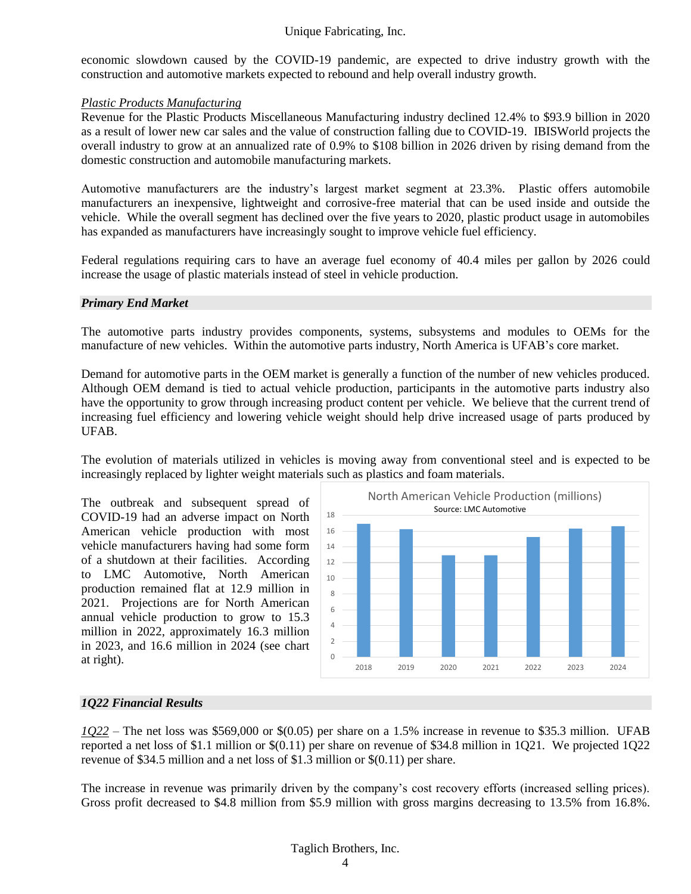economic slowdown caused by the COVID-19 pandemic, are expected to drive industry growth with the construction and automotive markets expected to rebound and help overall industry growth.

*Plastic Products Manufacturing*

Revenue for the Plastic Products Miscellaneous Manufacturing industry declined 12.4% to $93.9 billion in 2020 as a result of lower new car sales and the value of construction falling due to COVID-19. IBISWorld projects the overall industry to grow at an annualized rate of 0.9% to $108 billion in 2026 driven by rising demand from the domestic construction and automobile manufacturing markets.

Automotive manufacturers are the industry's largest market segment at 23.3%. Plastic offers automobile manufacturers an inexpensive, lightweight and corrosive-free material that can be used inside and outside the vehicle. While the overall segment has declined over the five years to 2020, plastic product usage in automobiles has expanded as manufacturers have increasingly sought to improve vehicle fuel efficiency.

Federal regulations requiring cars to have an average fuel economy of 40.4 miles per gallon by 2026 could increase the usage of plastic materials instead of steel in vehicle production.

### *Primary End Market*

The automotive parts industry provides components, systems, subsystems and modules to OEMs for the manufacture of new vehicles. Within the automotive parts industry, North America is UFAB's core market.

Demand for automotive parts in the OEM market is generally a function of the number of new vehicles produced. Although OEM demand is tied to actual vehicle production, participants in the automotive parts industry also have the opportunity to grow through increasing product content per vehicle. We believe that the current trend of increasing fuel efficiency and lowering vehicle weight should help drive increased usage of parts produced by UFAB.

The evolution of materials utilized in vehicles is moving away from conventional steel and is expected to be increasingly replaced by lighter weight materials such as plastics and foam materials.

The outbreak and subsequent spread of COVID-19 had an adverse impact on North American vehicle production with most vehicle manufacturers having had some form of a shutdown at their facilities. According to LMC Automotive, North American production remained flat at 12.9 million in 2021. Projections are for North American annual vehicle production to grow to 15.3 million in 2022, approximately 16.3 million in 2023, and 16.6 million in 2024 (see chart at right).

North American Vehicle Production (millions)
Source: LMC Automotive

### *1Q22 Financial Results*

*1Q22* – The net loss was $569,000 or $(0.05) per share on a 1.5% increase in revenue to $35.3 million. UFAB reported a net loss of $1.1 million or $(0.11) per share on revenue of $34.8 million in 1Q21. We projected 1Q22 revenue of $34.5 million and a net loss of $1.3 million or $(0.11) per share.

The increase in revenue was primarily driven by the company's cost recovery efforts (increased selling prices). Gross profit decreased to $4.8 million from $5.9 million with gross margins decreasing to 13.5% from 16.8%.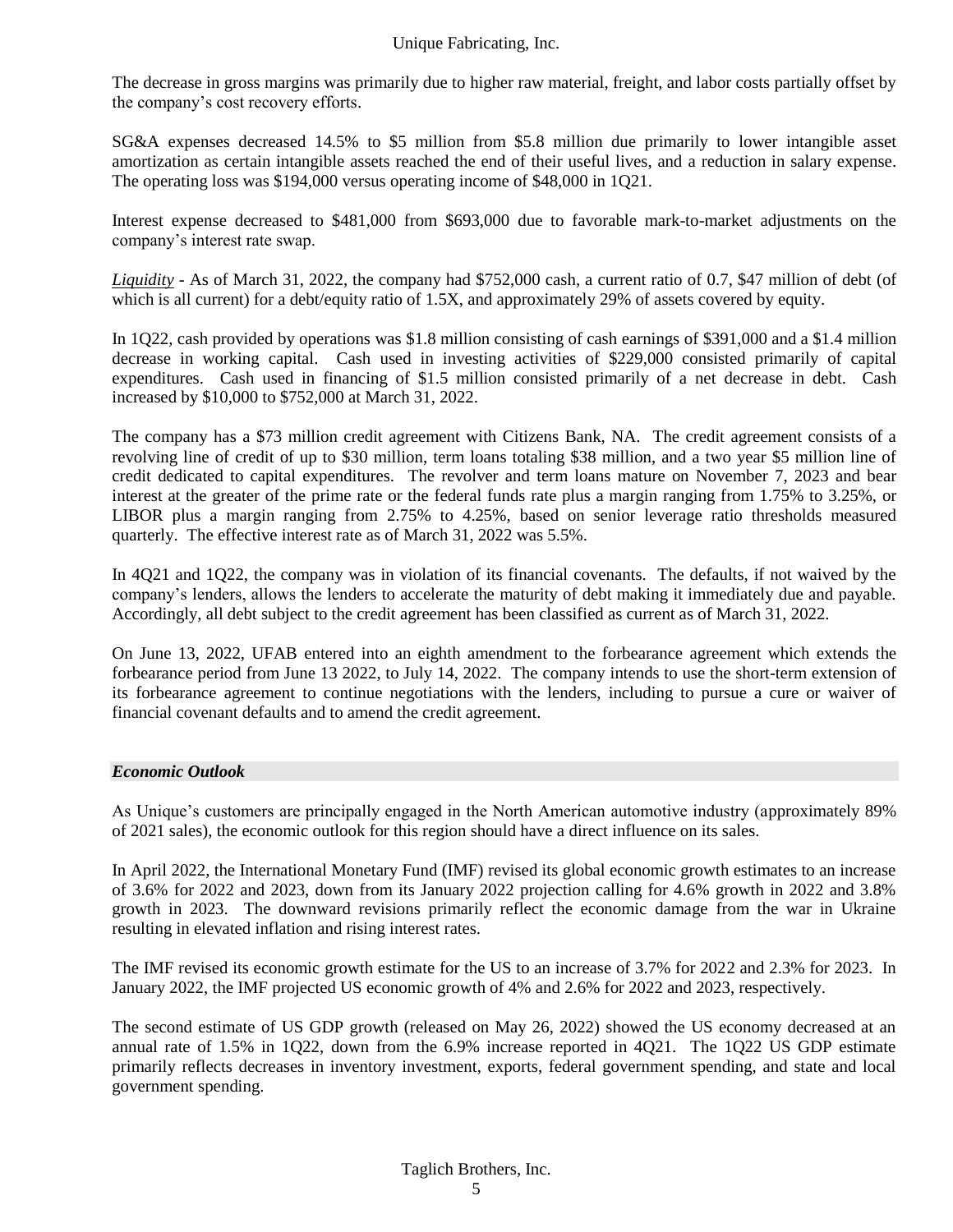The decrease in gross margins was primarily due to higher raw material, freight, and labor costs partially offset by the company's cost recovery efforts.

SG&A expenses decreased 14.5% to $5 million from $5.8 million due primarily to lower intangible asset amortization as certain intangible assets reached the end of their useful lives, and a reduction in salary expense. The operating loss was $194,000 versus operating income of $48,000 in 1Q21.

Interest expense decreased to $481,000 from $693,000 due to favorable mark-to-market adjustments on the company's interest rate swap.

*Liquidity* - As of March 31, 2022, the company had $752,000 cash, a current ratio of 0.7, $47 million of debt (of which is all current) for a debt/equity ratio of 1.5X, and approximately 29% of assets covered by equity.

In 1Q22, cash provided by operations was $1.8 million consisting of cash earnings of $391,000 and a $1.4 million decrease in working capital. Cash used in investing activities of $229,000 consisted primarily of capital expenditures. Cash used in financing of $1.5 million consisted primarily of a net decrease in debt. Cash increased by $10,000 to $752,000 at March 31, 2022.

The company has a $73 million credit agreement with Citizens Bank, NA. The credit agreement consists of a revolving line of credit of up to $30 million, term loans totaling $38 million, and a two year $5 million line of credit dedicated to capital expenditures. The revolver and term loans mature on November 7, 2023 and bear interest at the greater of the prime rate or the federal funds rate plus a margin ranging from 1.75% to 3.25%, or LIBOR plus a margin ranging from 2.75% to 4.25%, based on senior leverage ratio thresholds measured quarterly. The effective interest rate as of March 31, 2022 was 5.5%.

In 4Q21 and 1Q22, the company was in violation of its financial covenants. The defaults, if not waived by the company's lenders, allows the lenders to accelerate the maturity of debt making it immediately due and payable. Accordingly, all debt subject to the credit agreement has been classified as current as of March 31, 2022.

On June 13, 2022, UFAB entered into an eighth amendment to the forbearance agreement which extends the forbearance period from June 13 2022, to July 14, 2022. The company intends to use the short-term extension of its forbearance agreement to continue negotiations with the lenders, including to pursue a cure or waiver of financial covenant defaults and to amend the credit agreement.

### *Economic Outlook*

As Unique's customers are principally engaged in the North American automotive industry (approximately 89% of 2021 sales), the economic outlook for this region should have a direct influence on its sales.

In April 2022, the International Monetary Fund (IMF) revised its global economic growth estimates to an increase of 3.6% for 2022 and 2023, down from its January 2022 projection calling for 4.6% growth in 2022 and 3.8% growth in 2023. The downward revisions primarily reflect the economic damage from the war in Ukraine resulting in elevated inflation and rising interest rates.

The IMF revised its economic growth estimate for the US to an increase of 3.7% for 2022 and 2.3% for 2023. In January 2022, the IMF projected US economic growth of 4% and 2.6% for 2022 and 2023, respectively.

The second estimate of US GDP growth (released on May 26, 2022) showed the US economy decreased at an annual rate of 1.5% in 1Q22, down from the 6.9% increase reported in 4Q21. The 1Q22 US GDP estimate primarily reflects decreases in inventory investment, exports, federal government spending, and state and local government spending.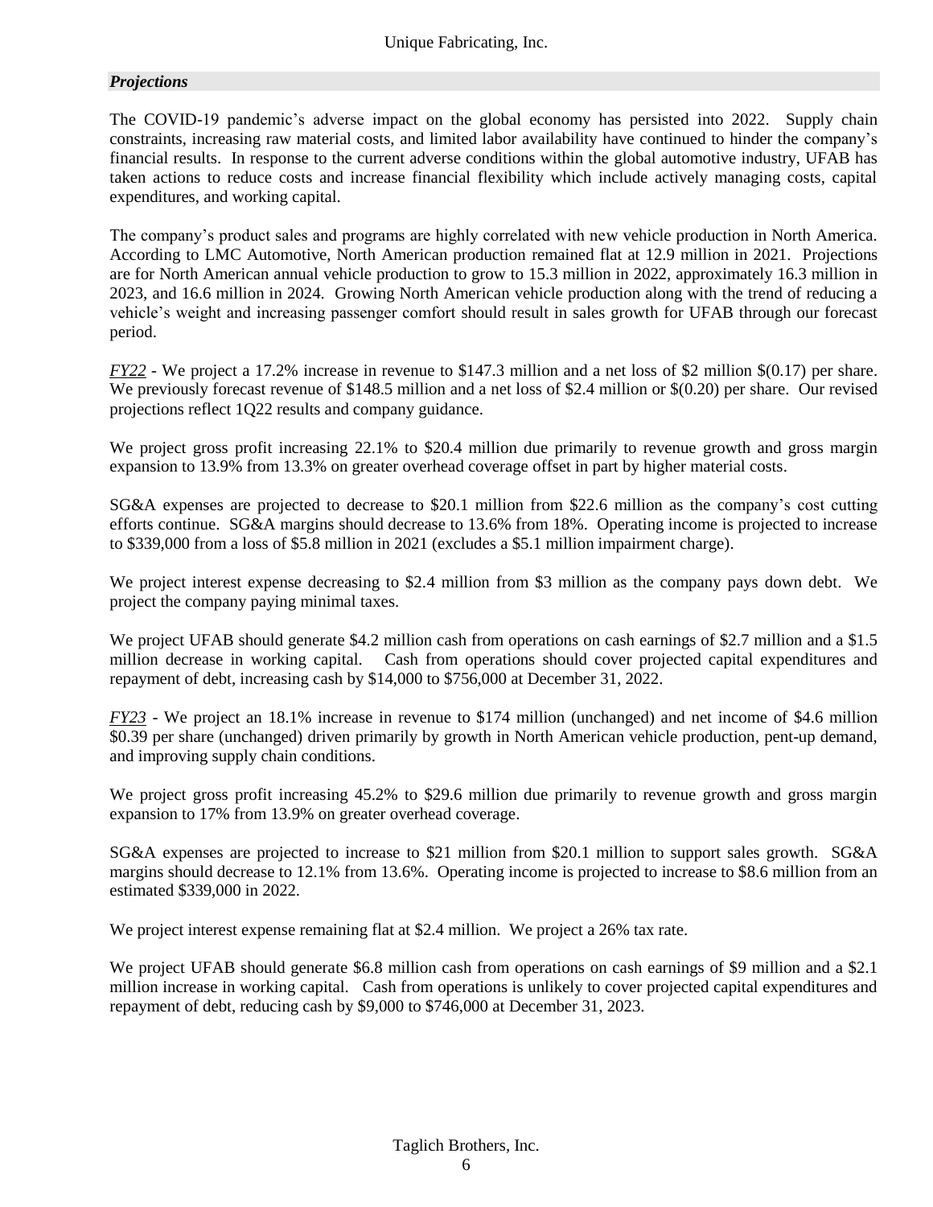## *Projections*

The COVID-19 pandemic's adverse impact on the global economy has persisted into 2022. Supply chain constraints, increasing raw material costs, and limited labor availability have continued to hinder the company's financial results. In response to the current adverse conditions within the global automotive industry, UFAB has taken actions to reduce costs and increase financial flexibility which include actively managing costs, capital expenditures, and working capital.

The company's product sales and programs are highly correlated with new vehicle production in North America. According to LMC Automotive, North American production remained flat at 12.9 million in 2021. Projections are for North American annual vehicle production to grow to 15.3 million in 2022, approximately 16.3 million in 2023, and 16.6 million in 2024. Growing North American vehicle production along with the trend of reducing a vehicle's weight and increasing passenger comfort should result in sales growth for UFAB through our forecast period.

*FY22* - We project a 17.2% increase in revenue to $147.3 million and a net loss of $2 million $(0.17) per share. We previously forecast revenue of $148.5 million and a net loss of $2.4 million or $(0.20) per share. Our revised projections reflect 1Q22 results and company guidance.

We project gross profit increasing 22.1% to $20.4 million due primarily to revenue growth and gross margin expansion to 13.9% from 13.3% on greater overhead coverage offset in part by higher material costs.

SG&A expenses are projected to decrease to $20.1 million from $22.6 million as the company's cost cutting efforts continue. SG&A margins should decrease to 13.6% from 18%. Operating income is projected to increase to $339,000 from a loss of $5.8 million in 2021 (excludes a $5.1 million impairment charge).

We project interest expense decreasing to $2.4 million from $3 million as the company pays down debt. We project the company paying minimal taxes.

We project UFAB should generate $4.2 million cash from operations on cash earnings of $2.7 million and a $1.5 million decrease in working capital. Cash from operations should cover projected capital expenditures and repayment of debt, increasing cash by $14,000 to $756,000 at December 31, 2022.

*FY23* - We project an 18.1% increase in revenue to $174 million (unchanged) and net income of $4.6 million $0.39 per share (unchanged) driven primarily by growth in North American vehicle production, pent-up demand, and improving supply chain conditions.

We project gross profit increasing 45.2% to $29.6 million due primarily to revenue growth and gross margin expansion to 17% from 13.9% on greater overhead coverage.

SG&A expenses are projected to increase to $21 million from $20.1 million to support sales growth. SG&A margins should decrease to 12.1% from 13.6%. Operating income is projected to increase to $8.6 million from an estimated $339,000 in 2022.

We project interest expense remaining flat at $2.4 million. We project a 26% tax rate.

We project UFAB should generate $6.8 million cash from operations on cash earnings of $9 million and a $2.1 million increase in working capital. Cash from operations is unlikely to cover projected capital expenditures and repayment of debt, reducing cash by $9,000 to $746,000 at December 31, 2023.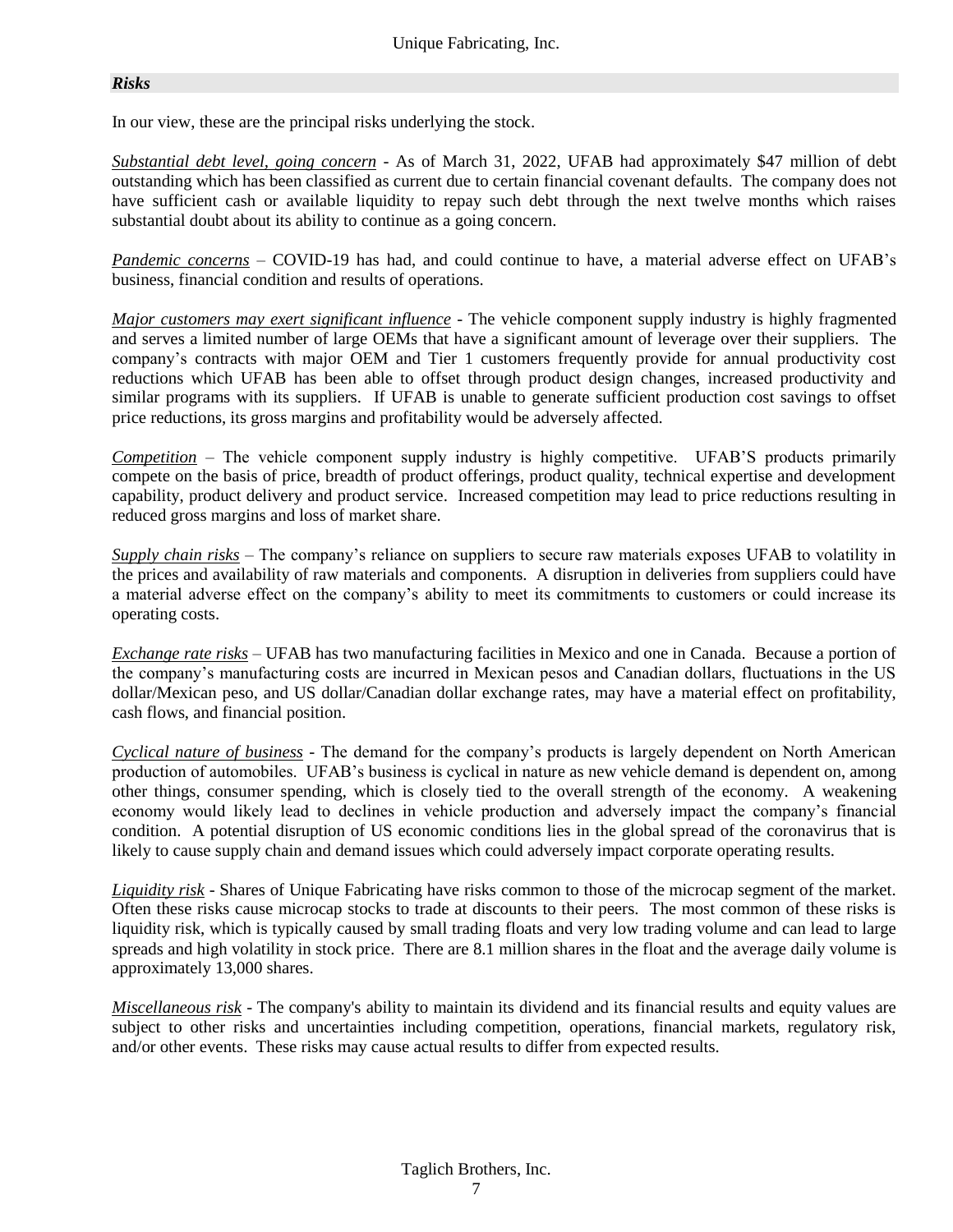### *Risks*

In our view, these are the principal risks underlying the stock.

*Substantial debt level, going concern* - As of March 31, 2022, UFAB had approximately $47 million of debt outstanding which has been classified as current due to certain financial covenant defaults. The company does not have sufficient cash or available liquidity to repay such debt through the next twelve months which raises substantial doubt about its ability to continue as a going concern.

*Pandemic concerns* – COVID-19 has had, and could continue to have, a material adverse effect on UFAB's business, financial condition and results of operations.

*Major customers may exert significant influence* - The vehicle component supply industry is highly fragmented and serves a limited number of large OEMs that have a significant amount of leverage over their suppliers. The company's contracts with major OEM and Tier 1 customers frequently provide for annual productivity cost reductions which UFAB has been able to offset through product design changes, increased productivity and similar programs with its suppliers. If UFAB is unable to generate sufficient production cost savings to offset price reductions, its gross margins and profitability would be adversely affected.

*Competition* – The vehicle component supply industry is highly competitive. UFAB'S products primarily compete on the basis of price, breadth of product offerings, product quality, technical expertise and development capability, product delivery and product service. Increased competition may lead to price reductions resulting in reduced gross margins and loss of market share.

*Supply chain risks* – The company's reliance on suppliers to secure raw materials exposes UFAB to volatility in the prices and availability of raw materials and components. A disruption in deliveries from suppliers could have a material adverse effect on the company's ability to meet its commitments to customers or could increase its operating costs.

*Exchange rate risks* – UFAB has two manufacturing facilities in Mexico and one in Canada. Because a portion of the company's manufacturing costs are incurred in Mexican pesos and Canadian dollars, fluctuations in the US dollar/Mexican peso, and US dollar/Canadian dollar exchange rates, may have a material effect on profitability, cash flows, and financial position.

*Cyclical nature of business* - The demand for the company's products is largely dependent on North American production of automobiles. UFAB's business is cyclical in nature as new vehicle demand is dependent on, among other things, consumer spending, which is closely tied to the overall strength of the economy. A weakening economy would likely lead to declines in vehicle production and adversely impact the company's financial condition. A potential disruption of US economic conditions lies in the global spread of the coronavirus that is likely to cause supply chain and demand issues which could adversely impact corporate operating results.

*Liquidity risk* - Shares of Unique Fabricating have risks common to those of the microcap segment of the market. Often these risks cause microcap stocks to trade at discounts to their peers. The most common of these risks is liquidity risk, which is typically caused by small trading floats and very low trading volume and can lead to large spreads and high volatility in stock price. There are 8.1 million shares in the float and the average daily volume is approximately 13,000 shares.

*Miscellaneous risk* - The company's ability to maintain its dividend and its financial results and equity values are subject to other risks and uncertainties including competition, operations, financial markets, regulatory risk, and/or other events. These risks may cause actual results to differ from expected results.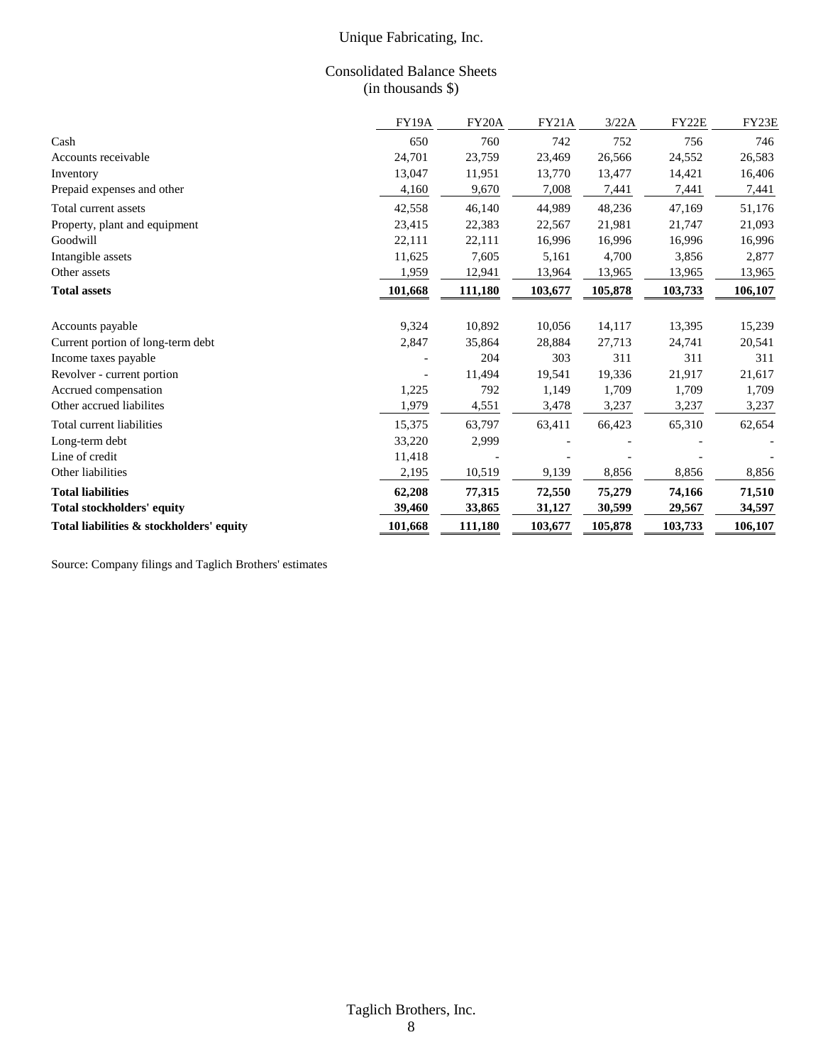# Unique Fabricating, Inc.

## Consolidated Balance Sheets
(in thousands $)

| | FY19A | FY20A | FY21A | 3/22A | FY22E | FY23E |
|---|---|---|---|---|---|---|
| Cash | 650 | 760 | 742 | 752 | 756 | 746 |
| Accounts receivable | 24,701 | 23,759 | 23,469 | 26,566 | 24,552 | 26,583 |
| Inventory | 13,047 | 11,951 | 13,770 | 13,477 | 14,421 | 16,406 |
| Prepaid expenses and other | 4,160 | 9,670 | 7,008 | 7,441 | 7,441 | 7,441 |
| Total current assets | 42,558 | 46,140 | 44,989 | 48,236 | 47,169 | 51,176 |
| Property, plant and equipment | 23,415 | 22,383 | 22,567 | 21,981 | 21,747 | 21,093 |
| Goodwill | 22,111 | 22,111 | 16,996 | 16,996 | 16,996 | 16,996 |
| Intangible assets | 11,625 | 7,605 | 5,161 | 4,700 | 3,856 | 2,877 |
| Other assets | 1,959 | 12,941 | 13,964 | 13,965 | 13,965 | 13,965 |
| **Total assets** | **101,668** | **111,180** | **103,677** | **105,878** | **103,733** | **106,107** |
| | | | | | | |
| Accounts payable | 9,324 | 10,892 | 10,056 | 14,117 | 13,395 | 15,239 |
| Current portion of long-term debt | 2,847 | 35,864 | 28,884 | 27,713 | 24,741 | 20,541 |
| Income taxes payable | - | 204 | 303 | 311 | 311 | 311 |
| Revolver - current portion | - | 11,494 | 19,541 | 19,336 | 21,917 | 21,617 |
| Accrued compensation | 1,225 | 792 | 1,149 | 1,709 | 1,709 | 1,709 |
| Other accrued liabilites | 1,979 | 4,551 | 3,478 | 3,237 | 3,237 | 3,237 |
| Total current liabilities | 15,375 | 63,797 | 63,411 | 66,423 | 65,310 | 62,654 |
| Long-term debt | 33,220 | 2,999 | - | - | - | - |
| Line of credit | 11,418 | - | - | - | - | - |
| Other liabilities | 2,195 | 10,519 | 9,139 | 8,856 | 8,856 | 8,856 |
| **Total liabilities** | **62,208** | **77,315** | **72,550** | **75,279** | **74,166** | **71,510** |
| **Total stockholders' equity** | **39,460** | **33,865** | **31,127** | **30,599** | **29,567** | **34,597** |
| **Total liabilities & stockholders' equity** | **101,668** | **111,180** | **103,677** | **105,878** | **103,733** | **106,107** |

Source: Company filings and Taglich Brothers' estimates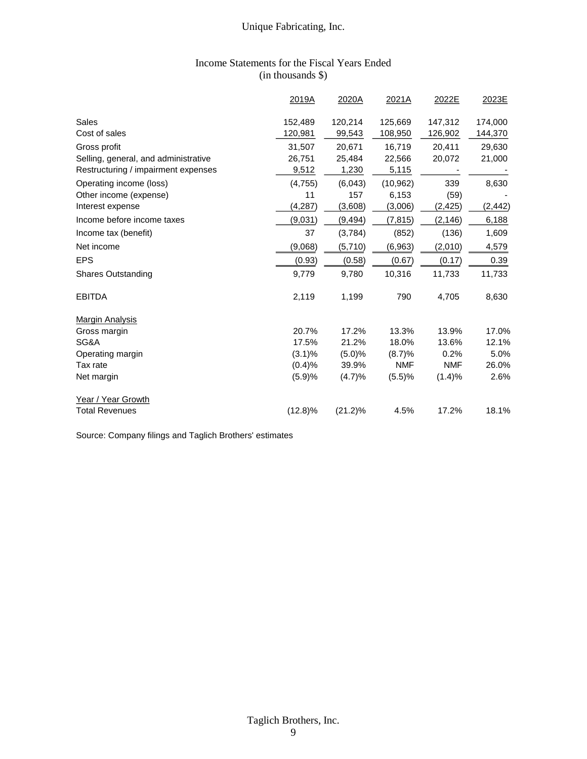# Unique Fabricating, Inc.

## Income Statements for the Fiscal Years Ended
(in thousands $)

| | 2019A | 2020A | 2021A | 2022E | 2023E |
|---|---|---|---|---|---|
| Sales | 152,489 | 120,214 | 125,669 | 147,312 | 174,000 |
| Cost of sales | 120,981 | 99,543 | 108,950 | 126,902 | 144,370 |
| Gross profit | 31,507 | 20,671 | 16,719 | 20,411 | 29,630 |
| Selling, general, and administrative | 26,751 | 25,484 | 22,566 | 20,072 | 21,000 |
| Restructuring / impairment expenses | 9,512 | 1,230 | 5,115 | - | - |
| Operating income (loss) | (4,755) | (6,043) | (10,962) | 339 | 8,630 |
| Other income (expense) | 11 | 157 | 6,153 | (59) | - |
| Interest expense | (4,287) | (3,608) | (3,006) | (2,425) | (2,442) |
| Income before income taxes | (9,031) | (9,494) | (7,815) | (2,146) | 6,188 |
| Income tax (benefit) | 37 | (3,784) | (852) | (136) | 1,609 |
| Net income | (9,068) | (5,710) | (6,963) | (2,010) | 4,579 |
| EPS | (0.93) | (0.58) | (0.67) | (0.17) | 0.39 |
| Shares Outstanding | 9,779 | 9,780 | 10,316 | 11,733 | 11,733 |
| | | | | | |
| EBITDA | 2,119 | 1,199 | 790 | 4,705 | 8,630 |
| | | | | | |
| Margin Analysis | | | | | |
| Gross margin | 20.7% | 17.2% | 13.3% | 13.9% | 17.0% |
| SG&A | 17.5% | 21.2% | 18.0% | 13.6% | 12.1% |
| Operating margin | (3.1)% | (5.0)% | (8.7)% | 0.2% | 5.0% |
| Tax rate | (0.4)% | 39.9% | NMF | NMF | 26.0% |
| Net margin | (5.9)% | (4.7)% | (5.5)% | (1.4)% | 2.6% |
| | | | | | |
| Year / Year Growth | | | | | |
| Total Revenues | (12.8)% | (21.2)% | 4.5% | 17.2% | 18.1% |

Source: Company filings and Taglich Brothers' estimates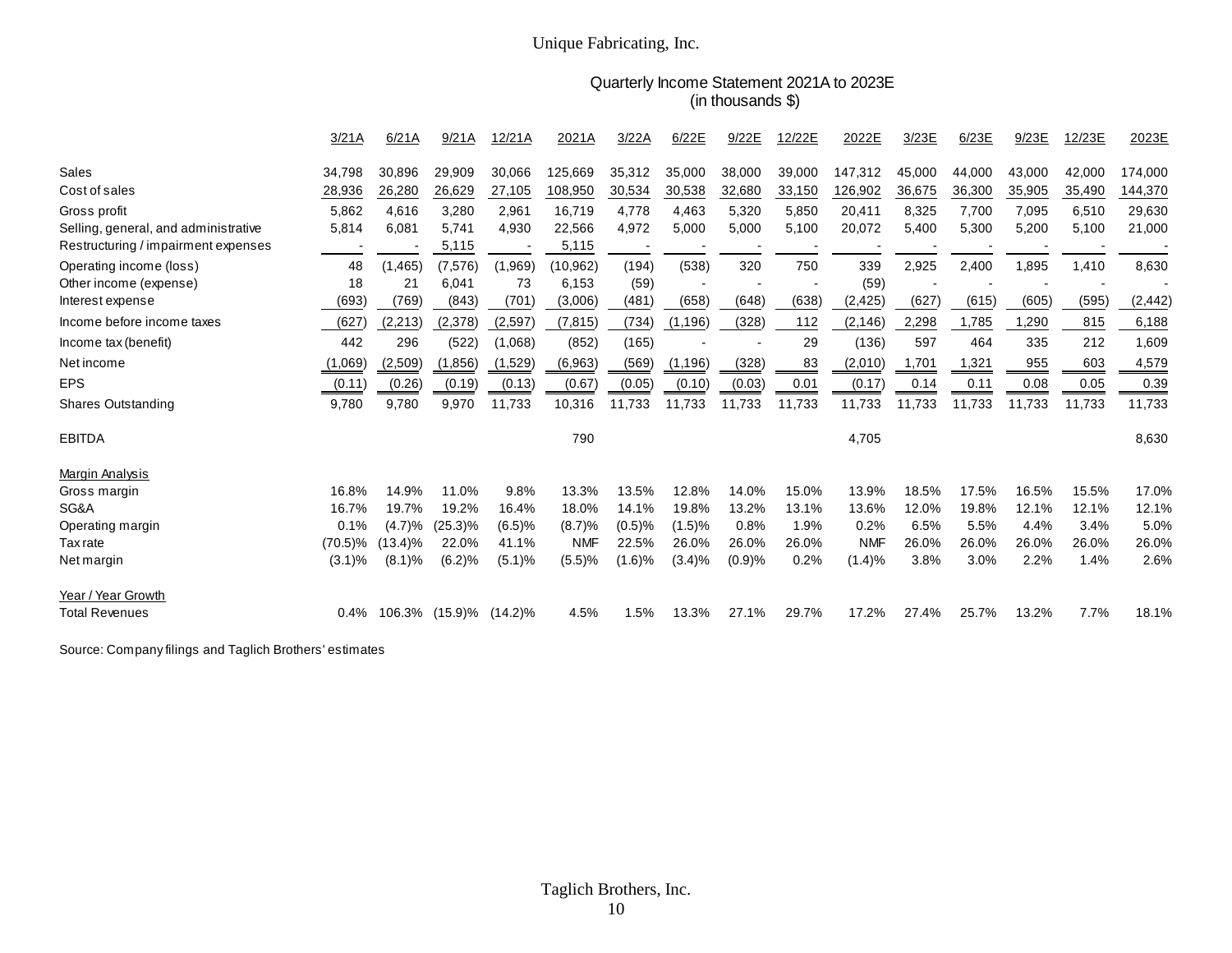Unique Fabricating, Inc.

## Quarterly Income Statement 2021A to 2023E
(in thousands $)

| | 3/21A | 6/21A | 9/21A | 12/21A | 2021A | 3/22A | 6/22E | 9/22E | 12/22E | 2022E | 3/23E | 6/23E | 9/23E | 12/23E | 2023E |
|---|---|---|---|---|---|---|---|---|---|---|---|---|---|---|---|
| Sales | 34,798 | 30,896 | 29,909 | 30,066 | 125,669 | 35,312 | 35,000 | 38,000 | 39,000 | 147,312 | 45,000 | 44,000 | 43,000 | 42,000 | 174,000 |
| Cost of sales | 28,936 | 26,280 | 26,629 | 27,105 | 108,950 | 30,534 | 30,538 | 32,680 | 33,150 | 126,902 | 36,675 | 36,300 | 35,905 | 35,490 | 144,370 |
| Gross profit | 5,862 | 4,616 | 3,280 | 2,961 | 16,719 | 4,778 | 4,463 | 5,320 | 5,850 | 20,411 | 8,325 | 7,700 | 7,095 | 6,510 | 29,630 |
| Selling, general, and administrative | 5,814 | 6,081 | 5,741 | 4,930 | 22,566 | 4,972 | 5,000 | 5,000 | 5,100 | 20,072 | 5,400 | 5,300 | 5,200 | 5,100 | 21,000 |
| Restructuring / impairment expenses | - | - | 5,115 | - | 5,115 | - | - | - | - | - | - | - | - | - | - |
| Operating income (loss) | 48 | (1,465) | (7,576) | (1,969) | (10,962) | (194) | (538) | 320 | 750 | 339 | 2,925 | 2,400 | 1,895 | 1,410 | 8,630 |
| Other income (expense) | 18 | 21 | 6,041 | 73 | 6,153 | (59) | - | - | - | (59) | - | - | - | - | - |
| Interest expense | (693) | (769) | (843) | (701) | (3,006) | (481) | (658) | (648) | (638) | (2,425) | (627) | (615) | (605) | (595) | (2,442) |
| Income before income taxes | (627) | (2,213) | (2,378) | (2,597) | (7,815) | (734) | (1,196) | (328) | 112 | (2,146) | 2,298 | 1,785 | 1,290 | 815 | 6,188 |
| Income tax (benefit) | 442 | 296 | (522) | (1,068) | (852) | (165) | - | - | 29 | (136) | 597 | 464 | 335 | 212 | 1,609 |
| Net income | (1,069) | (2,509) | (1,856) | (1,529) | (6,963) | (569) | (1,196) | (328) | 83 | (2,010) | 1,701 | 1,321 | 955 | 603 | 4,579 |
| EPS | (0.11) | (0.26) | (0.19) | (0.13) | (0.67) | (0.05) | (0.10) | (0.03) | 0.01 | (0.17) | 0.14 | 0.11 | 0.08 | 0.05 | 0.39 |
| Shares Outstanding | 9,780 | 9,780 | 9,970 | 11,733 | 10,316 | 11,733 | 11,733 | 11,733 | 11,733 | 11,733 | 11,733 | 11,733 | 11,733 | 11,733 | 11,733 |
| EBITDA | | | | | 790 | | | | | 4,705 | | | | | 8,630 |
| **Margin Analysis** | | | | | | | | | | | | | | | |
| Gross margin | 16.8% | 14.9% | 11.0% | 9.8% | 13.3% | 13.5% | 12.8% | 14.0% | 15.0% | 13.9% | 18.5% | 17.5% | 16.5% | 15.5% | 17.0% |
| SG&A | 16.7% | 19.7% | 19.2% | 16.4% | 18.0% | 14.1% | 19.8% | 13.2% | 13.1% | 13.6% | 12.0% | 19.8% | 12.1% | 12.1% | 12.1% |
| Operating margin | 0.1% | (4.7)% | (25.3)% | (6.5)% | (8.7)% | (0.5)% | (1.5)% | 0.8% | 1.9% | 0.2% | 6.5% | 5.5% | 4.4% | 3.4% | 5.0% |
| Tax rate | (70.5)% | (13.4)% | 22.0% | 41.1% | NMF | 22.5% | 26.0% | 26.0% | 26.0% | NMF | 26.0% | 26.0% | 26.0% | 26.0% | 26.0% |
| Net margin | (3.1)% | (8.1)% | (6.2)% | (5.1)% | (5.5)% | (1.6)% | (3.4)% | (0.9)% | 0.2% | (1.4)% | 3.8% | 3.0% | 2.2% | 1.4% | 2.6% |
| **Year / Year Growth** | | | | | | | | | | | | | | | |
| Total Revenues | 0.4% | 106.3% | (15.9)% | (14.2)% | 4.5% | 1.5% | 13.3% | 27.1% | 29.7% | 17.2% | 27.4% | 25.7% | 13.2% | 7.7% | 18.1% |

Source: Company filings and Taglich Brothers' estimates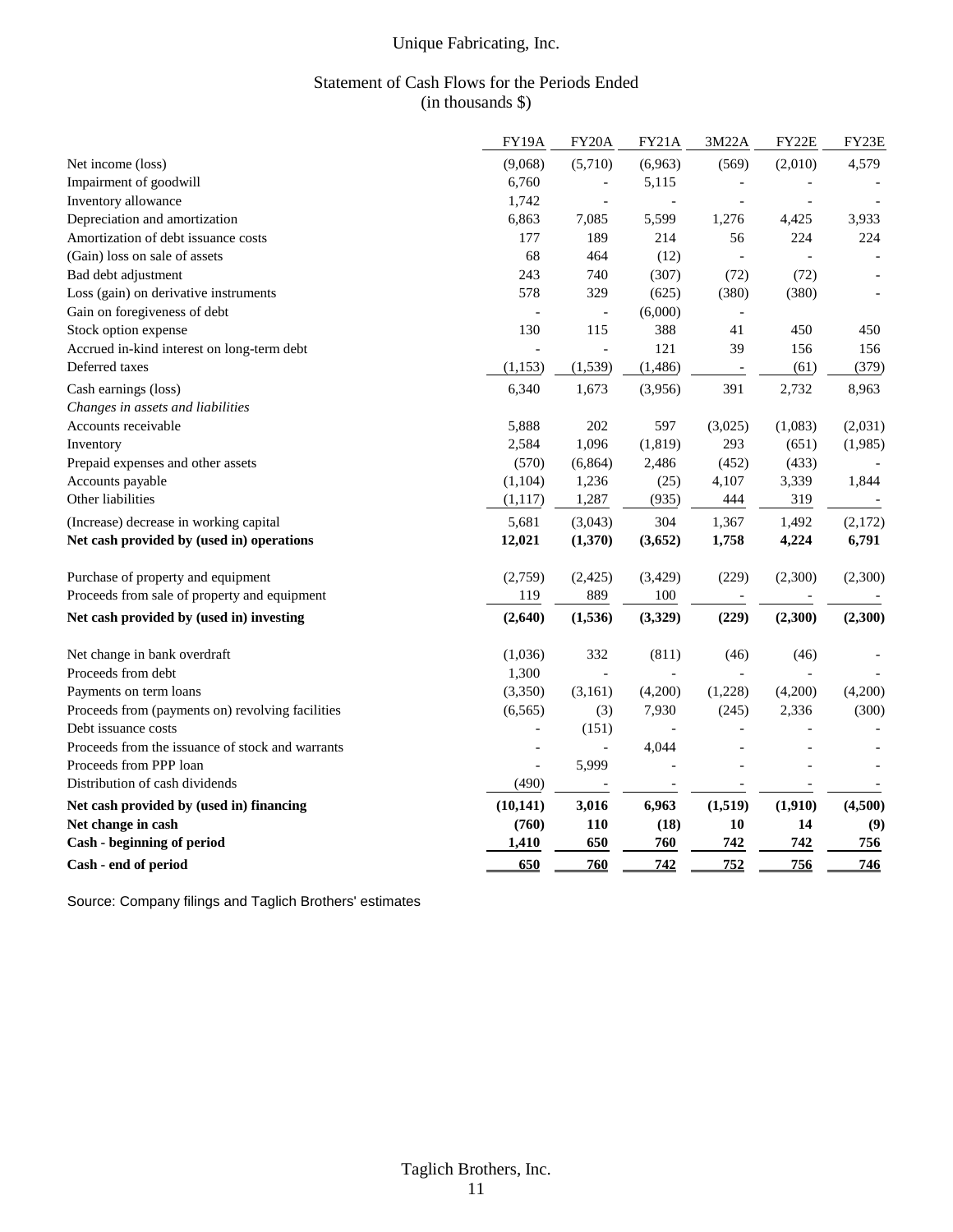# Unique Fabricating, Inc.

## Statement of Cash Flows for the Periods Ended
(in thousands $)

| | FY19A | FY20A | FY21A | 3M22A | FY22E | FY23E |
|---|---|---|---|---|---|---|
| Net income (loss) | (9,068) | (5,710) | (6,963) | (569) | (2,010) | 4,579 |
| Impairment of goodwill | 6,760 | - | 5,115 | - | - | - |
| Inventory allowance | 1,742 | - | - | - | - | - |
| Depreciation and amortization | 6,863 | 7,085 | 5,599 | 1,276 | 4,425 | 3,933 |
| Amortization of debt issuance costs | 177 | 189 | 214 | 56 | 224 | 224 |
| (Gain) loss on sale of assets | 68 | 464 | (12) | - | - | - |
| Bad debt adjustment | 243 | 740 | (307) | (72) | (72) | - |
| Loss (gain) on derivative instruments | 578 | 329 | (625) | (380) | (380) | - |
| Gain on foregiveness of debt | - | - | (6,000) | - | | |
| Stock option expense | 130 | 115 | 388 | 41 | 450 | 450 |
| Accrued in-kind interest on long-term debt | - | - | 121 | 39 | 156 | 156 |
| Deferred taxes | (1,153) | (1,539) | (1,486) | - | (61) | (379) |
| Cash earnings (loss) | 6,340 | 1,673 | (3,956) | 391 | 2,732 | 8,963 |
| *Changes in assets and liabilities* | | | | | | |
| Accounts receivable | 5,888 | 202 | 597 | (3,025) | (1,083) | (2,031) |
| Inventory | 2,584 | 1,096 | (1,819) | 293 | (651) | (1,985) |
| Prepaid expenses and other assets | (570) | (6,864) | 2,486 | (452) | (433) | - |
| Accounts payable | (1,104) | 1,236 | (25) | 4,107 | 3,339 | 1,844 |
| Other liabilities | (1,117) | 1,287 | (935) | 444 | 319 | - |
| (Increase) decrease in working capital | 5,681 | (3,043) | 304 | 1,367 | 1,492 | (2,172) |
| **Net cash provided by (used in) operations** | **12,021** | **(1,370)** | **(3,652)** | **1,758** | **4,224** | **6,791** |
| Purchase of property and equipment | (2,759) | (2,425) | (3,429) | (229) | (2,300) | (2,300) |
| Proceeds from sale of property and equipment | 119 | 889 | 100 | - | - | - |
| **Net cash provided by (used in) investing** | **(2,640)** | **(1,536)** | **(3,329)** | **(229)** | **(2,300)** | **(2,300)** |
| Net change in bank overdraft | (1,036) | 332 | (811) | (46) | (46) | - |
| Proceeds from debt | 1,300 | - | - | - | - | |
| Payments on term loans | (3,350) | (3,161) | (4,200) | (1,228) | (4,200) | (4,200) |
| Proceeds from (payments on) revolving facilities | (6,565) | (3) | 7,930 | (245) | 2,336 | (300) |
| Debt issuance costs | - | (151) | - | - | - | - |
| Proceeds from the issuance of stock and warrants | - | - | 4,044 | - | - | - |
| Proceeds from PPP loan | - | 5,999 | - | - | - | - |
| Distribution of cash dividends | (490) | - | - | - | - | - |
| **Net cash provided by (used in) financing** | **(10,141)** | **3,016** | **6,963** | **(1,519)** | **(1,910)** | **(4,500)** |
| **Net change in cash** | **(760)** | **110** | **(18)** | **10** | **14** | **(9)** |
| **Cash - beginning of period** | **1,410** | **650** | **760** | **742** | **742** | **756** |
| **Cash - end of period** | **650** | **760** | **742** | **752** | **756** | **746** |

Source: Company filings and Taglich Brothers' estimates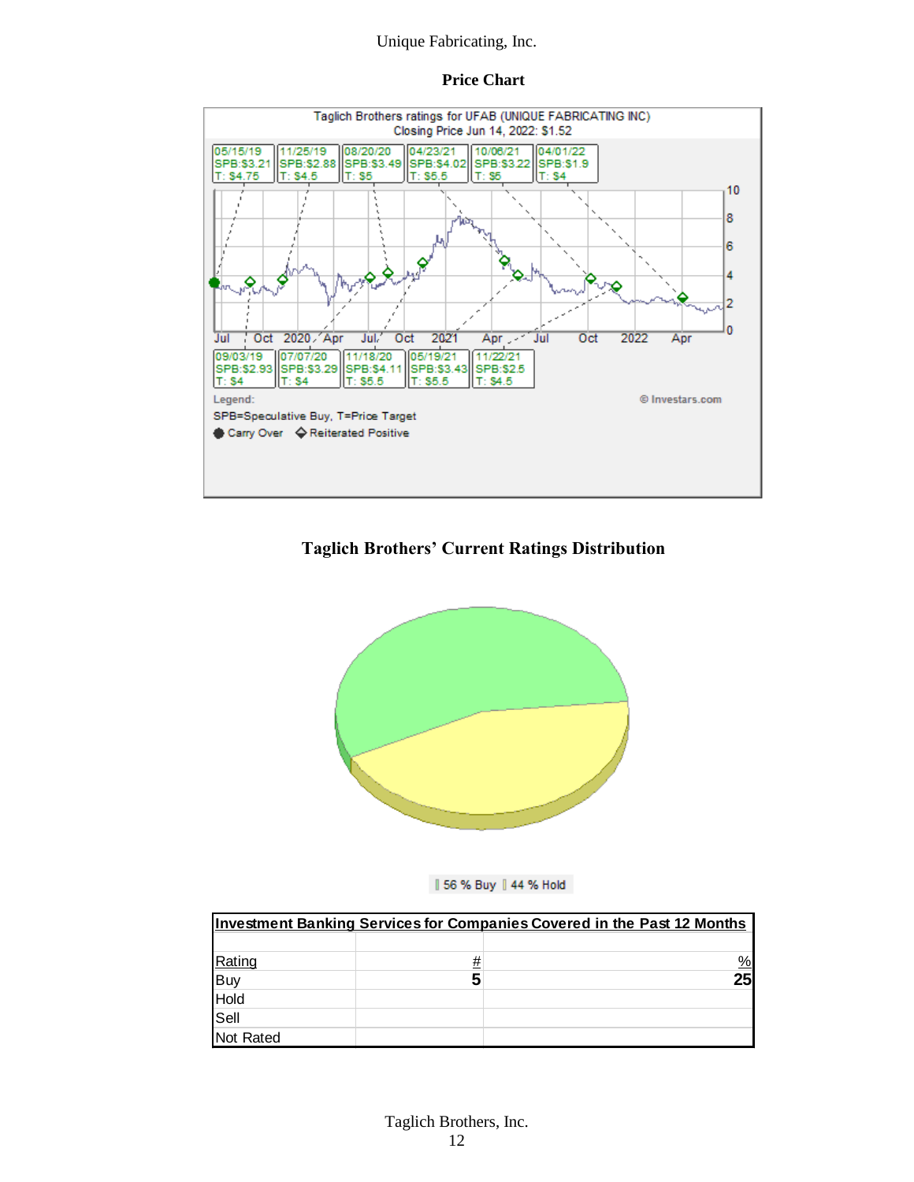Unique Fabricating, Inc.

## Price Chart

Taglich Brothers ratings for UFAB (UNIQUE FABRICATING INC)
Closing Price Jun 14, 2022: $1.52

05/15/19 SPB:$3.21 T: $4.75 | 11/25/19 SPB:$2.88 T: $4.5 | 08/20/20 SPB:$3.49 T: $5 | 04/23/21 SPB:$4.02 T: $5.5 | 10/06/21 SPB:$3.22 T: $5 | 04/01/22 SPB:$1.9 T: $4

09/03/19 SPB:$2.93 T: $4 | 07/07/20 SPB:$3.29 T: $4 | 11/18/20 SPB:$4.11 T: $5.5 | 05/19/21 SPB:$3.43 T: $5.5 | 11/22/21 SPB:$2.5 T: $4.5

Legend:
SPB=Speculative Buy, T=Price Target
Carry Over ◇ Reiterated Positive

© Investars.com

## Taglich Brothers' Current Ratings Distribution

56 % Buy 44 % Hold

| Investment Banking Services for Companies Covered in the Past 12 Months | | |
|---|---|---|
| Rating | # | % |
| Buy | 5 | 25 |
| Hold | | |
| Sell | | |
| Not Rated | | |

Taglich Brothers, Inc.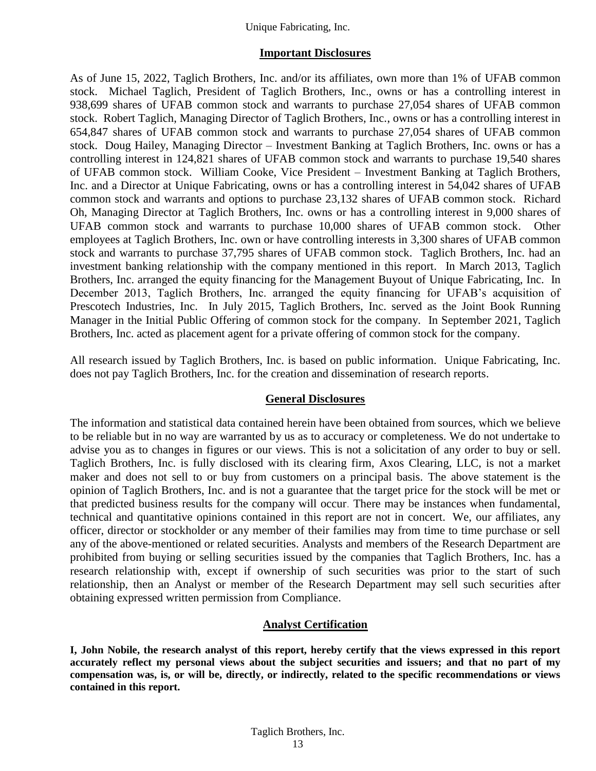## Important Disclosures

As of June 15, 2022, Taglich Brothers, Inc. and/or its affiliates, own more than 1% of UFAB common stock. Michael Taglich, President of Taglich Brothers, Inc., owns or has a controlling interest in 938,699 shares of UFAB common stock and warrants to purchase 27,054 shares of UFAB common stock. Robert Taglich, Managing Director of Taglich Brothers, Inc., owns or has a controlling interest in 654,847 shares of UFAB common stock and warrants to purchase 27,054 shares of UFAB common stock. Doug Hailey, Managing Director – Investment Banking at Taglich Brothers, Inc. owns or has a controlling interest in 124,821 shares of UFAB common stock and warrants to purchase 19,540 shares of UFAB common stock. William Cooke, Vice President – Investment Banking at Taglich Brothers, Inc. and a Director at Unique Fabricating, owns or has a controlling interest in 54,042 shares of UFAB common stock and warrants and options to purchase 23,132 shares of UFAB common stock. Richard Oh, Managing Director at Taglich Brothers, Inc. owns or has a controlling interest in 9,000 shares of UFAB common stock and warrants to purchase 10,000 shares of UFAB common stock. Other employees at Taglich Brothers, Inc. own or have controlling interests in 3,300 shares of UFAB common stock and warrants to purchase 37,795 shares of UFAB common stock. Taglich Brothers, Inc. had an investment banking relationship with the company mentioned in this report. In March 2013, Taglich Brothers, Inc. arranged the equity financing for the Management Buyout of Unique Fabricating, Inc. In December 2013, Taglich Brothers, Inc. arranged the equity financing for UFAB's acquisition of Prescotech Industries, Inc. In July 2015, Taglich Brothers, Inc. served as the Joint Book Running Manager in the Initial Public Offering of common stock for the company. In September 2021, Taglich Brothers, Inc. acted as placement agent for a private offering of common stock for the company.

All research issued by Taglich Brothers, Inc. is based on public information. Unique Fabricating, Inc. does not pay Taglich Brothers, Inc. for the creation and dissemination of research reports.

## General Disclosures

The information and statistical data contained herein have been obtained from sources, which we believe to be reliable but in no way are warranted by us as to accuracy or completeness. We do not undertake to advise you as to changes in figures or our views. This is not a solicitation of any order to buy or sell. Taglich Brothers, Inc. is fully disclosed with its clearing firm, Axos Clearing, LLC, is not a market maker and does not sell to or buy from customers on a principal basis. The above statement is the opinion of Taglich Brothers, Inc. and is not a guarantee that the target price for the stock will be met or that predicted business results for the company will occur. There may be instances when fundamental, technical and quantitative opinions contained in this report are not in concert. We, our affiliates, any officer, director or stockholder or any member of their families may from time to time purchase or sell any of the above-mentioned or related securities. Analysts and members of the Research Department are prohibited from buying or selling securities issued by the companies that Taglich Brothers, Inc. has a research relationship with, except if ownership of such securities was prior to the start of such relationship, then an Analyst or member of the Research Department may sell such securities after obtaining expressed written permission from Compliance.

## Analyst Certification

**I, John Nobile, the research analyst of this report, hereby certify that the views expressed in this report accurately reflect my personal views about the subject securities and issuers; and that no part of my compensation was, is, or will be, directly, or indirectly, related to the specific recommendations or views contained in this report.**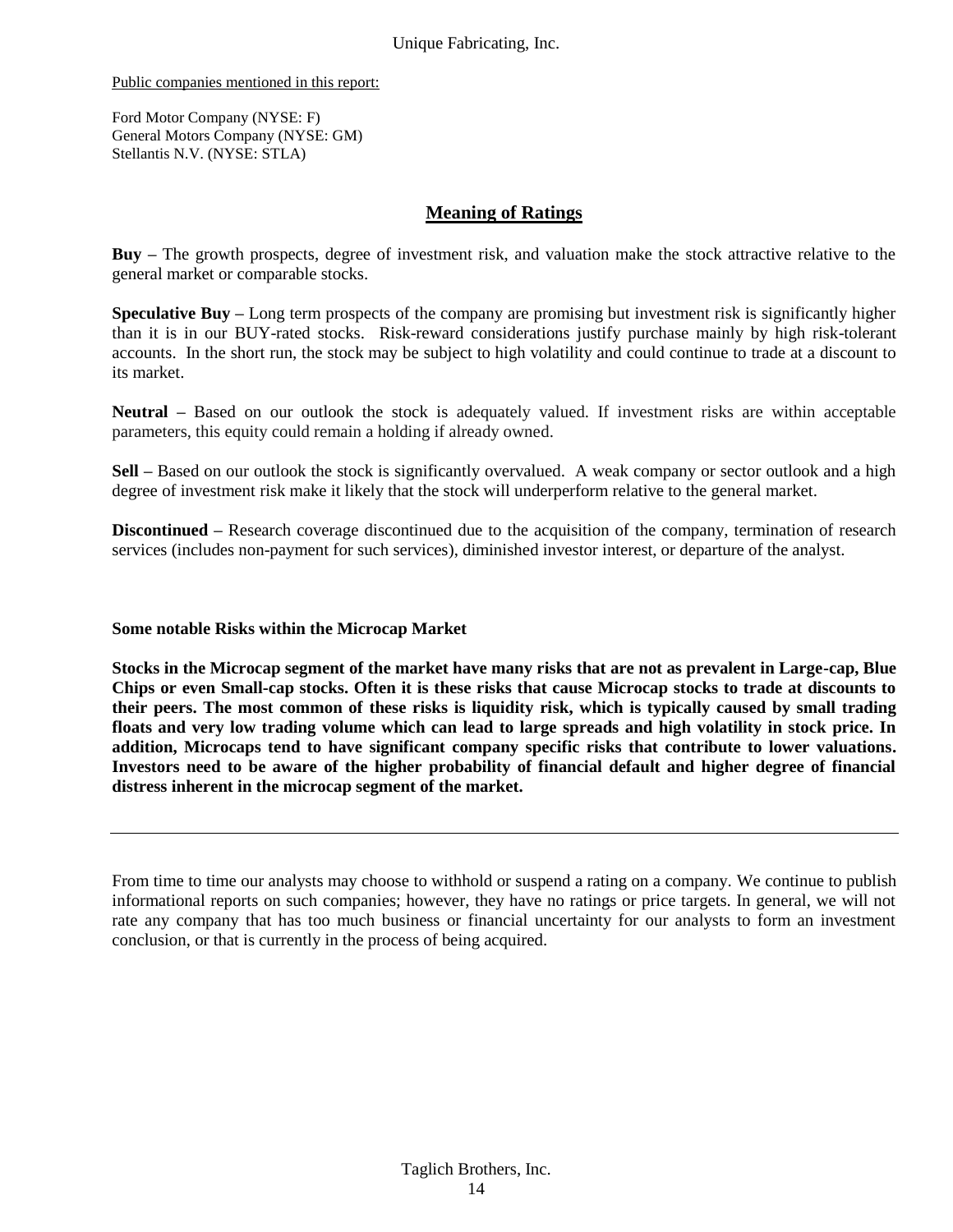Public companies mentioned in this report:

Ford Motor Company (NYSE: F)
General Motors Company (NYSE: GM)
Stellantis N.V. (NYSE: STLA)

## Meaning of Ratings

**Buy –** The growth prospects, degree of investment risk, and valuation make the stock attractive relative to the general market or comparable stocks.

**Speculative Buy –** Long term prospects of the company are promising but investment risk is significantly higher than it is in our BUY-rated stocks. Risk-reward considerations justify purchase mainly by high risk-tolerant accounts. In the short run, the stock may be subject to high volatility and could continue to trade at a discount to its market.

**Neutral –** Based on our outlook the stock is adequately valued. If investment risks are within acceptable parameters, this equity could remain a holding if already owned.

**Sell –** Based on our outlook the stock is significantly overvalued. A weak company or sector outlook and a high degree of investment risk make it likely that the stock will underperform relative to the general market.

**Discontinued –** Research coverage discontinued due to the acquisition of the company, termination of research services (includes non-payment for such services), diminished investor interest, or departure of the analyst.

**Some notable Risks within the Microcap Market**

**Stocks in the Microcap segment of the market have many risks that are not as prevalent in Large-cap, Blue Chips or even Small-cap stocks. Often it is these risks that cause Microcap stocks to trade at discounts to their peers. The most common of these risks is liquidity risk, which is typically caused by small trading floats and very low trading volume which can lead to large spreads and high volatility in stock price. In addition, Microcaps tend to have significant company specific risks that contribute to lower valuations. Investors need to be aware of the higher probability of financial default and higher degree of financial distress inherent in the microcap segment of the market.**

---

From time to time our analysts may choose to withhold or suspend a rating on a company. We continue to publish informational reports on such companies; however, they have no ratings or price targets. In general, we will not rate any company that has too much business or financial uncertainty for our analysts to form an investment conclusion, or that is currently in the process of being acquired.